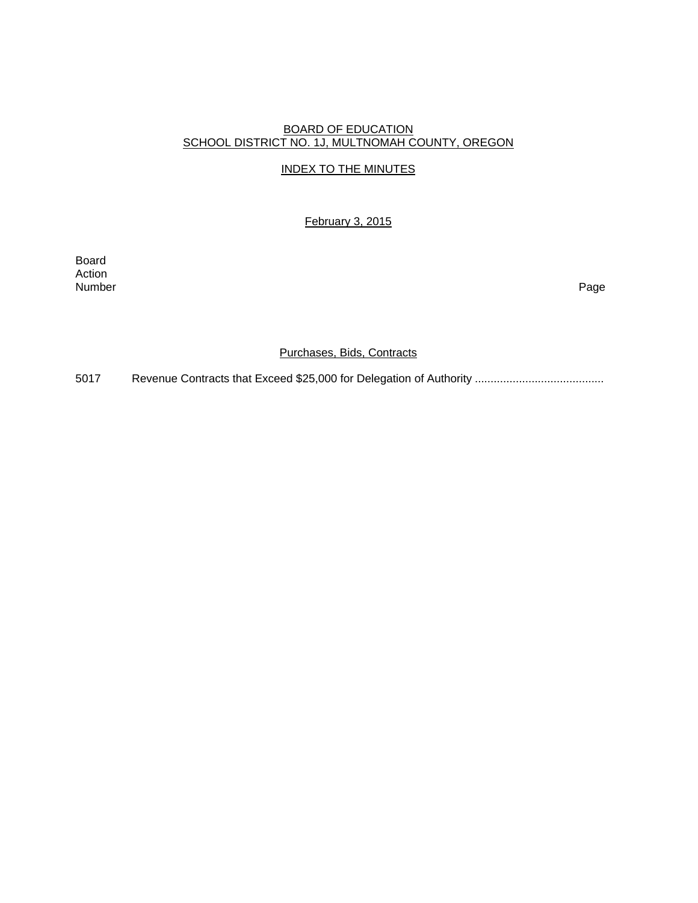BOARD OF EDUCATION
SCHOOL DISTRICT NO. 1J, MULTNOMAH COUNTY, OREGON

INDEX TO THE MINUTES

February 3, 2015

| Board Action Number | | Page |
|---|---|---|
| | **Purchases, Bids, Contracts** | |
| 5017 | Revenue Contracts that Exceed $25,000 for Delegation of Authority ......................................... | |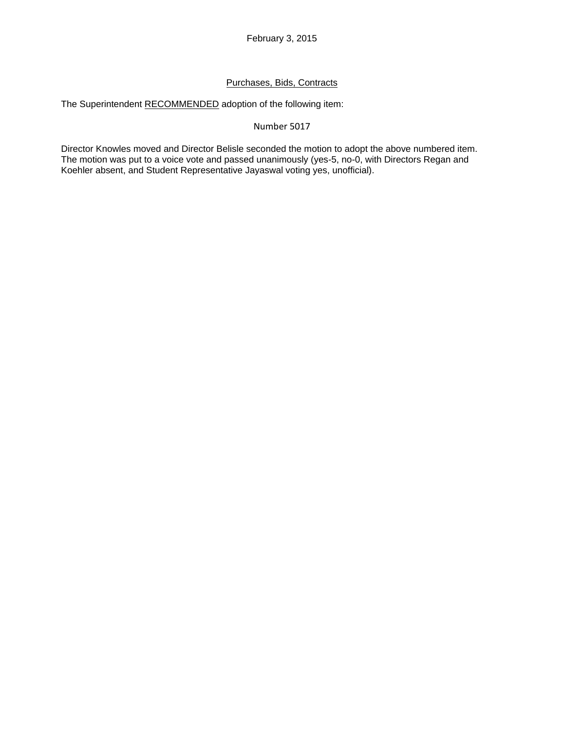February 3, 2015

Purchases, Bids, Contracts

The Superintendent RECOMMENDED adoption of the following item:

Number 5017

Director Knowles moved and Director Belisle seconded the motion to adopt the above numbered item. The motion was put to a voice vote and passed unanimously (yes-5, no-0, with Directors Regan and Koehler absent, and Student Representative Jayaswal voting yes, unofficial).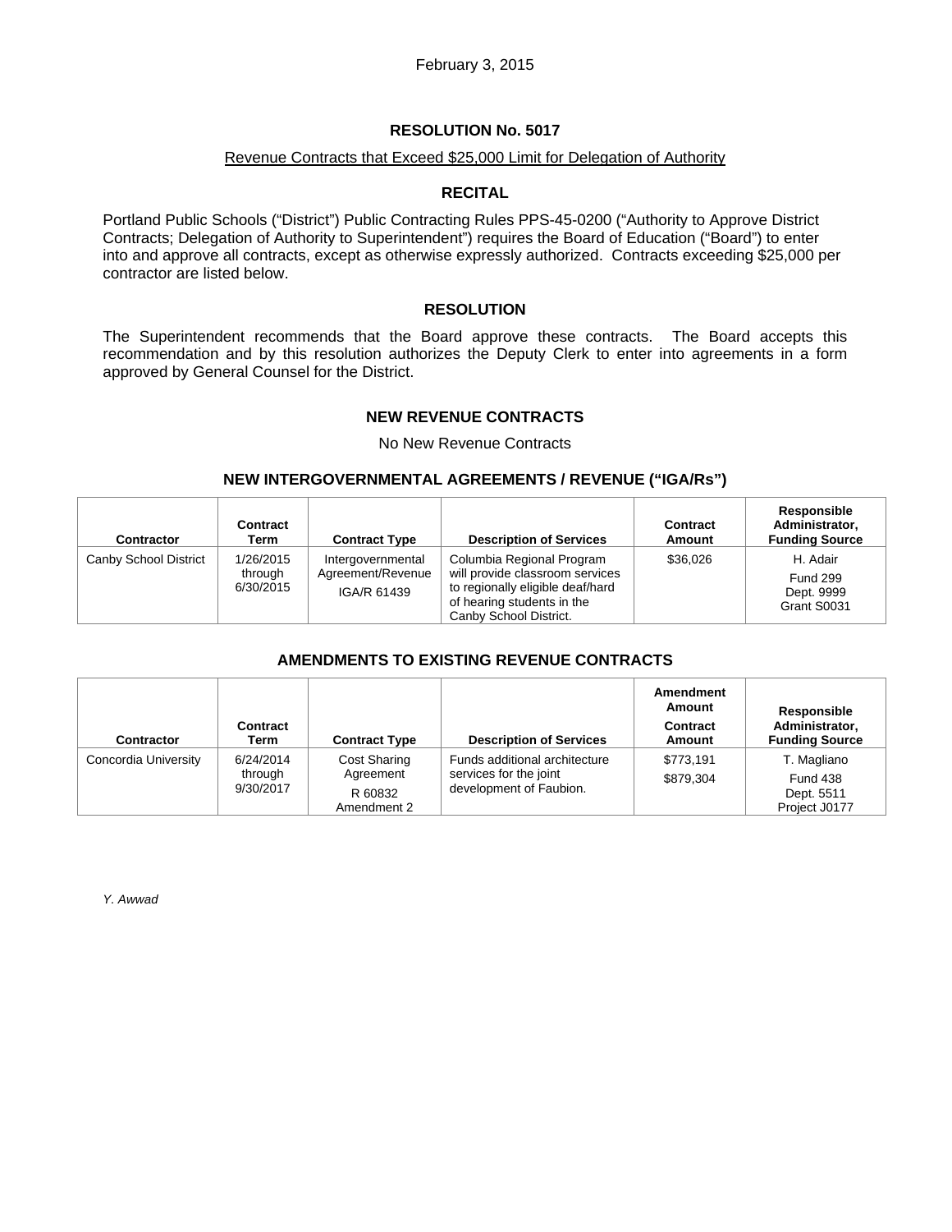February 3, 2015

## RESOLUTION No. 5017

Revenue Contracts that Exceed $25,000 Limit for Delegation of Authority

### RECITAL

Portland Public Schools ("District") Public Contracting Rules PPS-45-0200 ("Authority to Approve District Contracts; Delegation of Authority to Superintendent") requires the Board of Education ("Board") to enter into and approve all contracts, except as otherwise expressly authorized. Contracts exceeding $25,000 per contractor are listed below.

### RESOLUTION

The Superintendent recommends that the Board approve these contracts. The Board accepts this recommendation and by this resolution authorizes the Deputy Clerk to enter into agreements in a form approved by General Counsel for the District.

### NEW REVENUE CONTRACTS

No New Revenue Contracts

### NEW INTERGOVERNMENTAL AGREEMENTS / REVENUE ("IGA/Rs")

| Contractor | Contract Term | Contract Type | Description of Services | Contract Amount | Responsible Administrator, Funding Source |
|---|---|---|---|---|---|
| Canby School District | 1/26/2015 through 6/30/2015 | Intergovernmental Agreement/Revenue IGA/R 61439 | Columbia Regional Program will provide classroom services to regionally eligible deaf/hard of hearing students in the Canby School District. | $36,026 | H. Adair Fund 299 Dept. 9999 Grant S0031 |

### AMENDMENTS TO EXISTING REVENUE CONTRACTS

| Contractor | Contract Term | Contract Type | Description of Services | Amendment Amount Contract Amount | Responsible Administrator, Funding Source |
|---|---|---|---|---|---|
| Concordia University | 6/24/2014 through 9/30/2017 | Cost Sharing Agreement R 60832 Amendment 2 | Funds additional architecture services for the joint development of Faubion. | $773,191 $879,304 | T. Magliano Fund 438 Dept. 5511 Project J0177 |

*Y. Awwad*